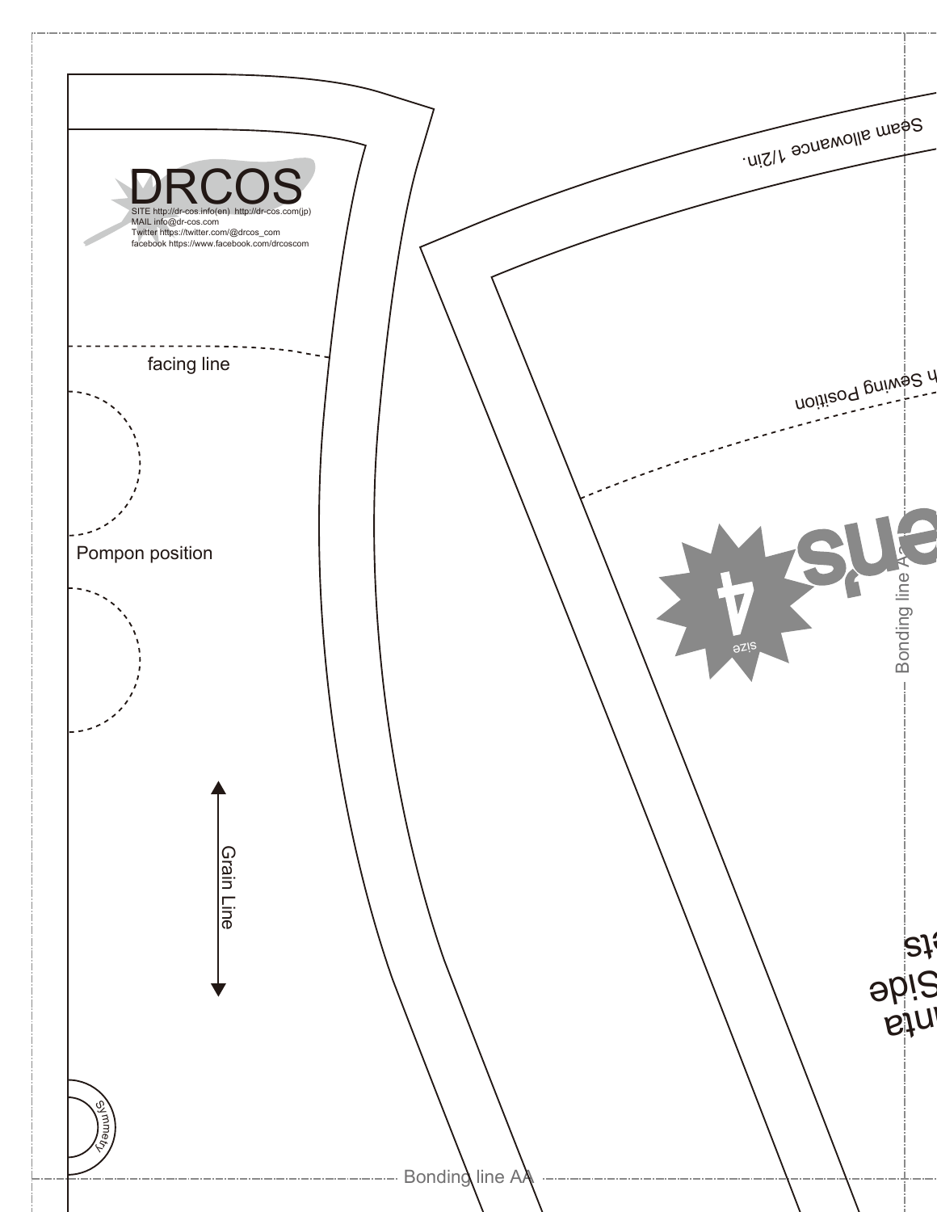DRCOS

SITE http://dr-cos.info(en) http://dr-cos.com(jp)
MAIL info@dr-cos.com
Twitter https://twitter.com/@drcos_com
facebook https://www.facebook.com/drcoscom

facing line

Pompon position

Grain Line

Symmetry

Bonding line AA

Seam allowance 1/2in.

h Sewing Position

size 4

Bonding line A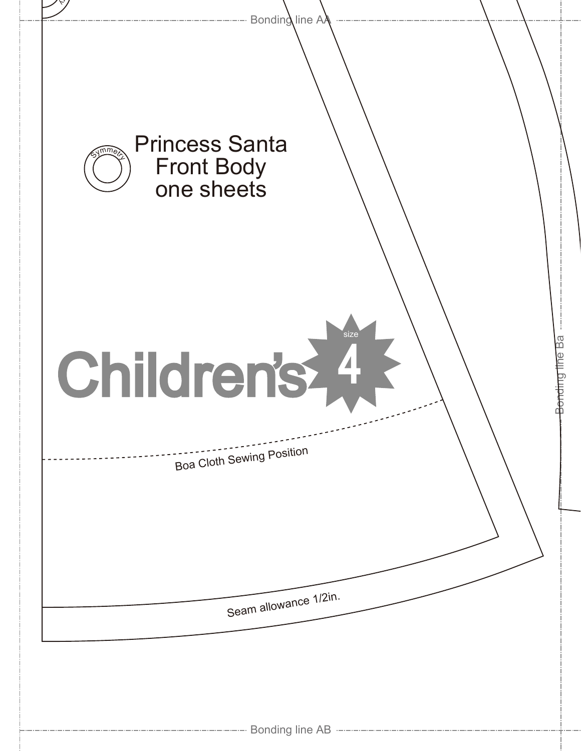Bonding line AA

Symmetry

Princess Santa
Front Body
one sheets

Children's size 4

Bonding line Ba

Boa Cloth Sewing Position

Seam allowance 1/2in.

Bonding line AB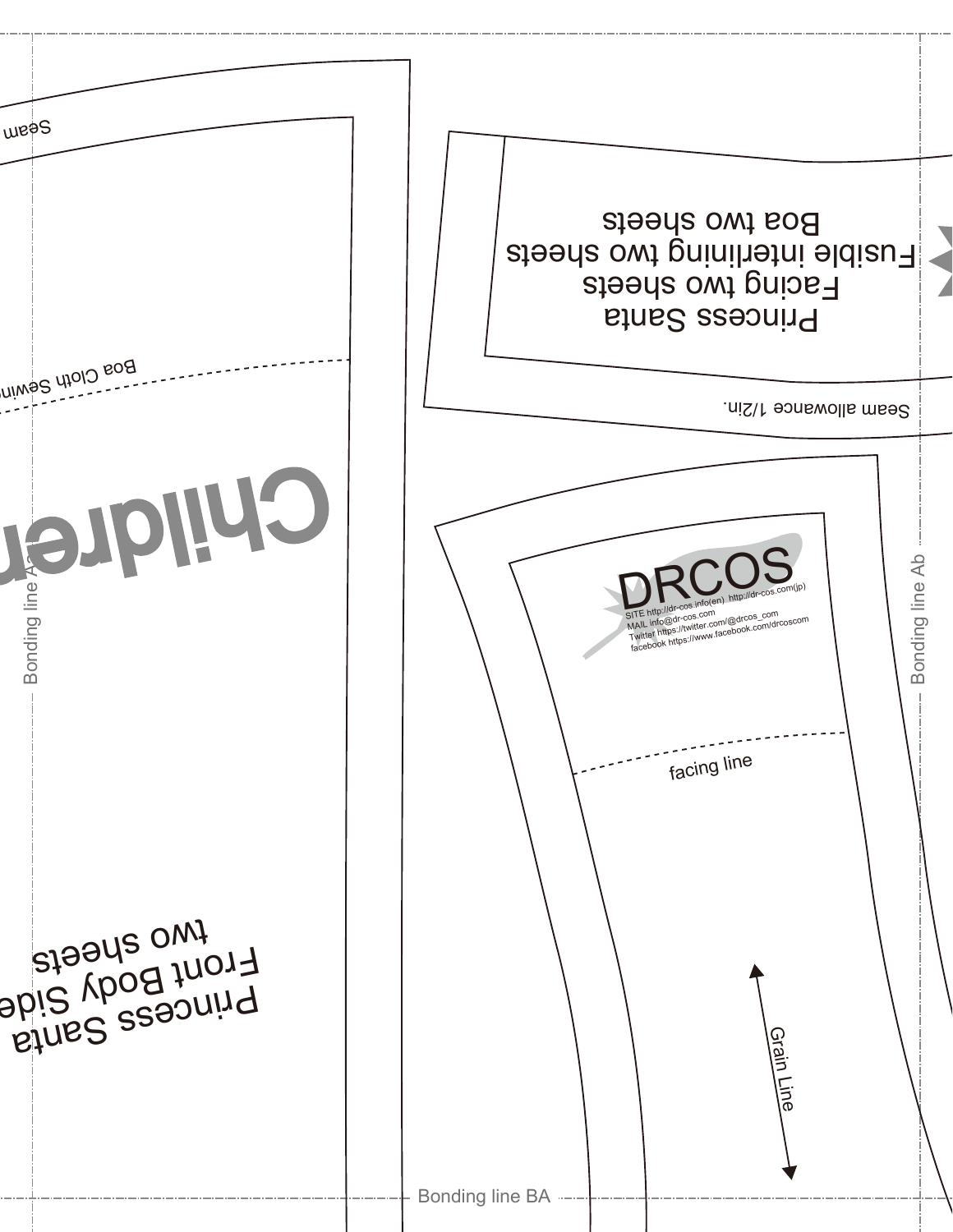Seam

Boa Cloth Sewin

Children

Bonding line Aa

Princess Santa
Front Body Side
two sheets

Princess Santa
Facing two sheets
Fusible interlining two sheets
Boa two sheets

Seam allowance 1/2in.

DRCOS

SITE http://dr-cos.info(en) http://dr-cos.com(jp)
MAIL info@dr-cos.com
Twitter https://twitter.com/@drcos_com
facebook https://www.facebook.com/drcoscom

facing line

Grain Line

Bonding line Ab

Bonding line BA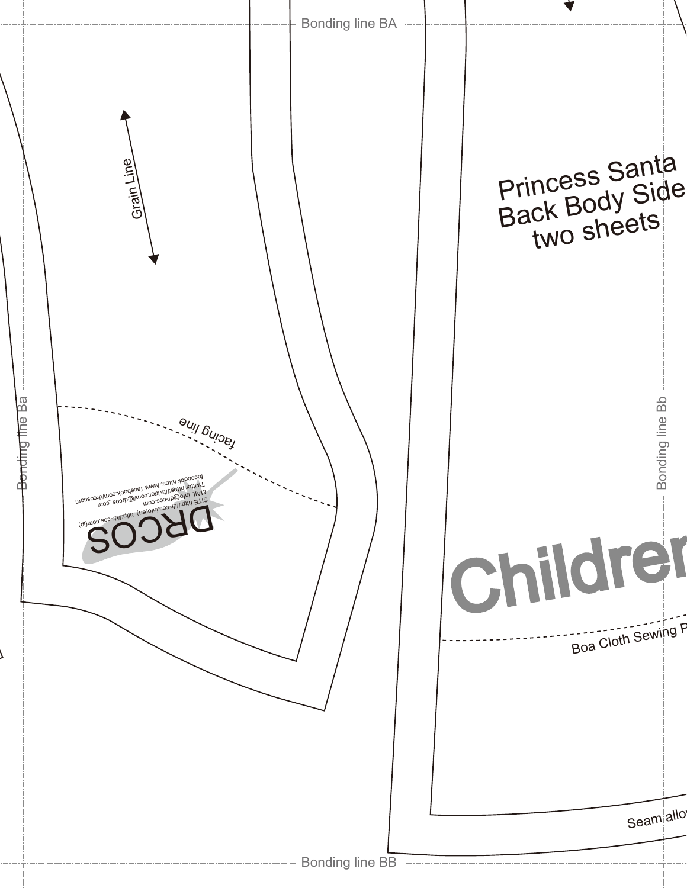Bonding line BA

Grain Line

Princess Santa
Back Body Side
two sheets

Bonding line Ba

facing line

DRCOS

SITE http://dr-cos.info(en) http://dr-cos.com(jp)
MAIL info@dr-cos.com
Twitter https://twitter.com/@drcos_com
facebook https://www.facebook.com/drcoscom

Bonding line Bb

Children

Boa Cloth Sewing P

Seam allow

Bonding line BB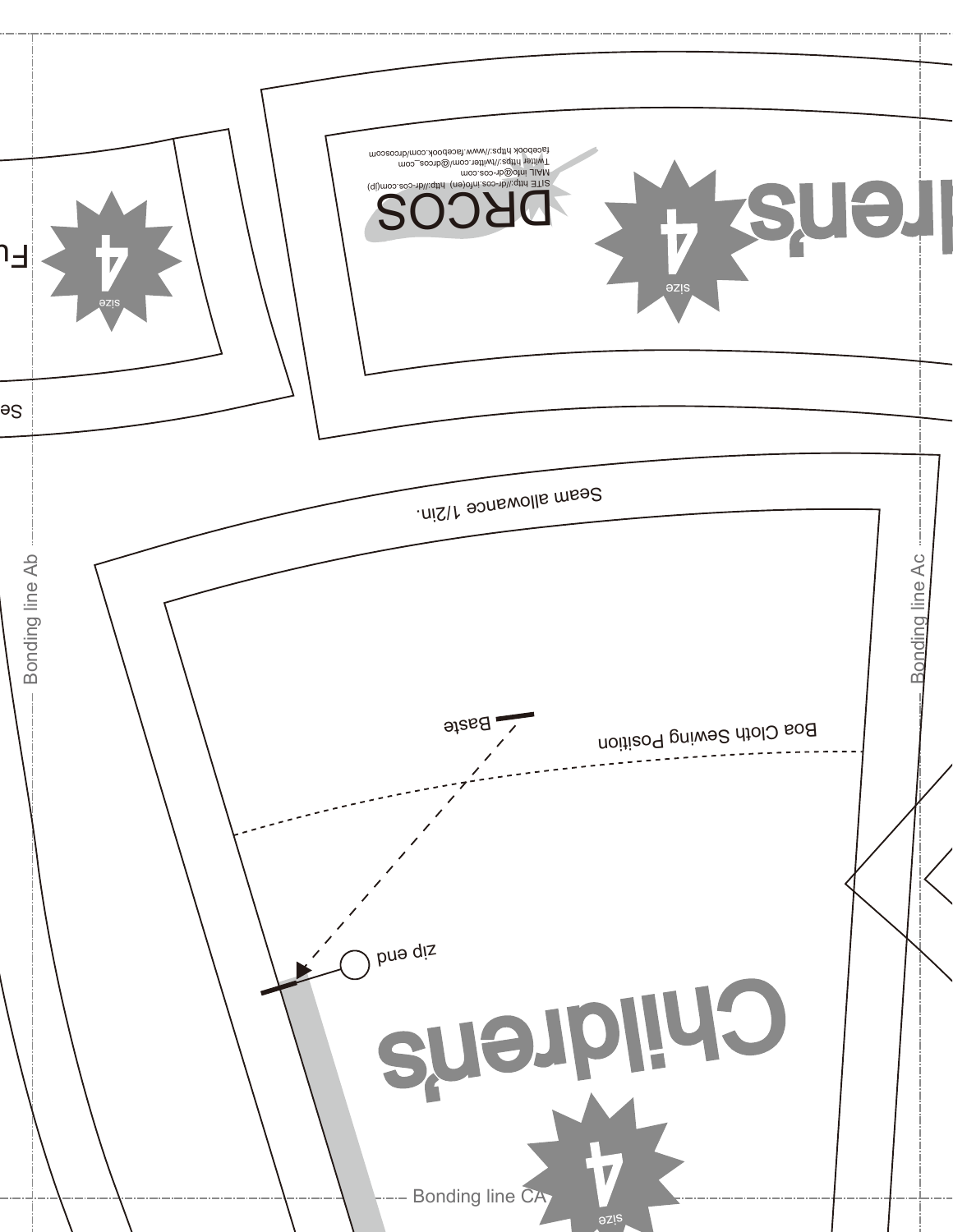Bonding line Ab

Bonding line Ac

Bonding line CA

DRCOS

SITE http://dr-cos.info(en) http://dr-cos.com(jp)
MAIL info@dr-cos.com
Twitter https://twitter.com/@drcos_com
facebook https://www.facebook.com/drcoscom

size 4

Children's

size 4

size 4

Seam allowance 1/2in.

Baste

Boa Cloth Sewing Position

zip end

Children's

size 4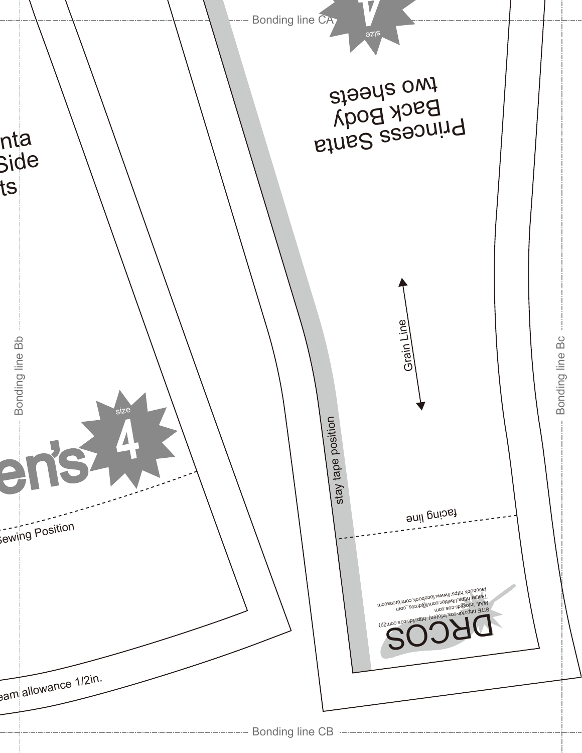Bonding line CA

size 4

Princess Santa
Back Body
two sheets

nta
Side
ts

Grain Line

Bonding line Bb

Bonding line Bc

size 4

en's

stay tape position

facing line

Sewing Position

facebook https://www.facebook.com/drcoscom
Twitter https://twitter.com/@drcos_com
MAIL info@dr-cos.com
SITE http://dr-cos.info(en) http://dr-cos.com(jp)

DRCOS

eam allowance 1/2in.

Bonding line CB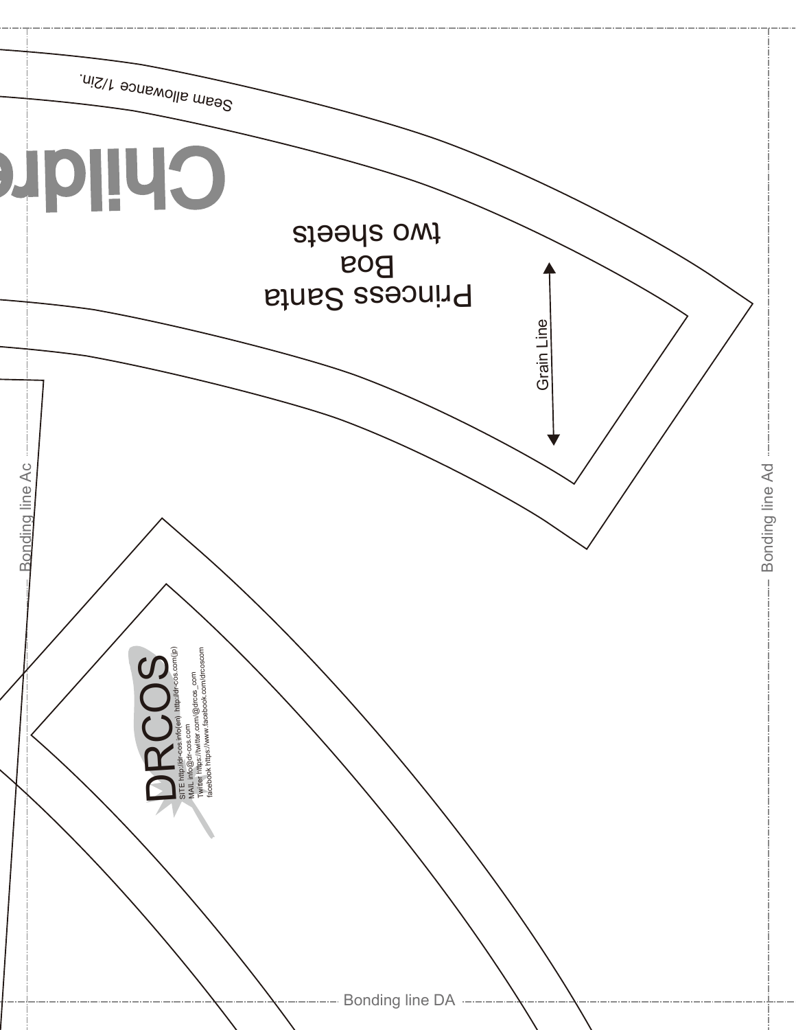Seam allowance 1/2in.

Childre

Princess Santa
Boa
two sheets

Grain Line

Bonding line Ac

Bonding line Ad

DRCOS

SITE http://dr-cos.info(en) http://dr-cos.com(jp)
MAIL info@dr-cos.com
Twitter https://twitter.com/@drcos_com
facebook https://www.facebook.com/drcoscom

Bonding line DA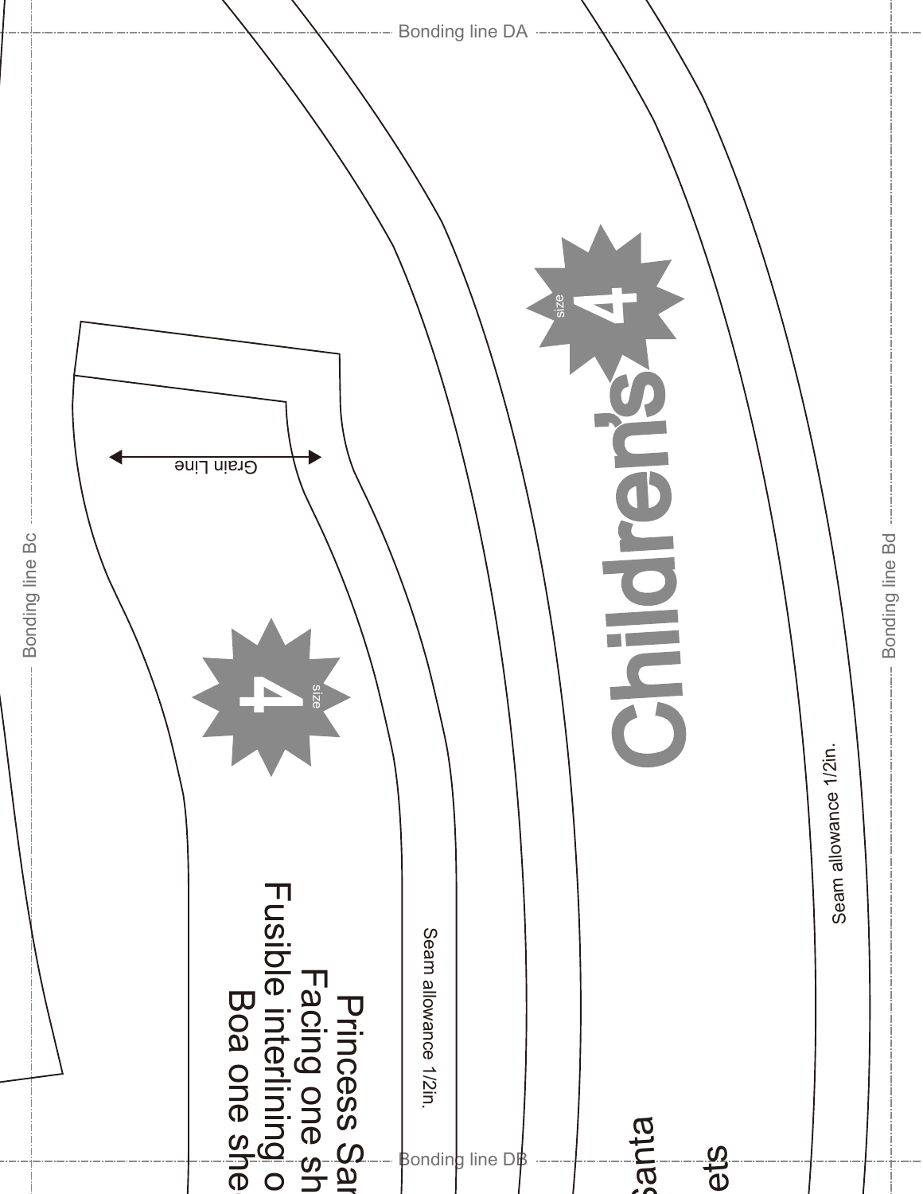Bonding line DA

Bonding line Bc

Bonding line Bd

size 4

Children's

Grain Line

size 4

Seam allowance 1/2in.

Princess Sar
Facing one sh
Fusible interlining o
Boa one she

Seam allowance 1/2in.

Santa

ets

Bonding line DB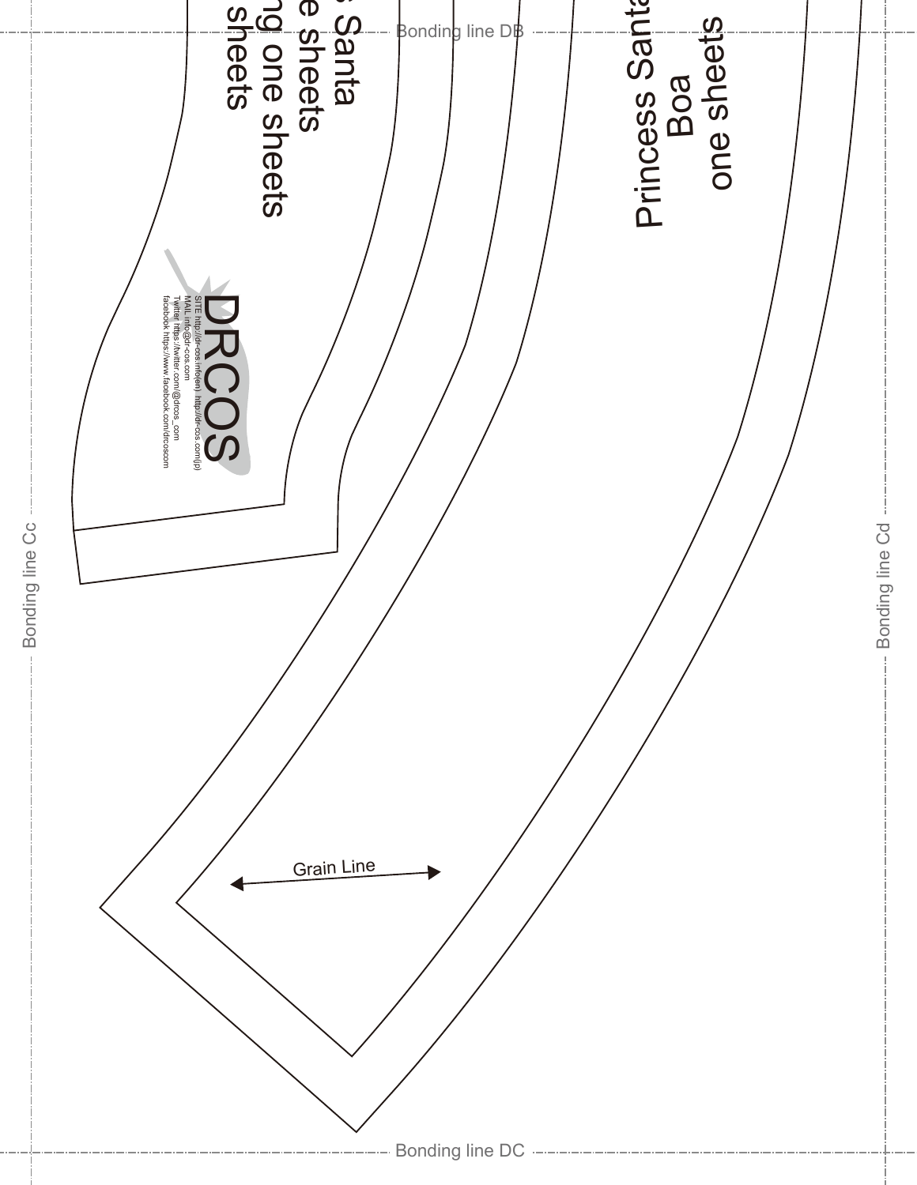Bonding line DB

...s Santa
...e sheets
...ng one sheets
... sheets

Princess Santa
Boa
one sheets

DRCOS
SITE http://dr-cos.info(en) http://dr-cos.com(jp)
MAIL info@dr-cos.com
Twitter https://twitter.com/@drcos_com
facebook https://www.facebook.com/drcoscom

Bonding line Cc

Bonding line Cd

Grain Line

Bonding line DC